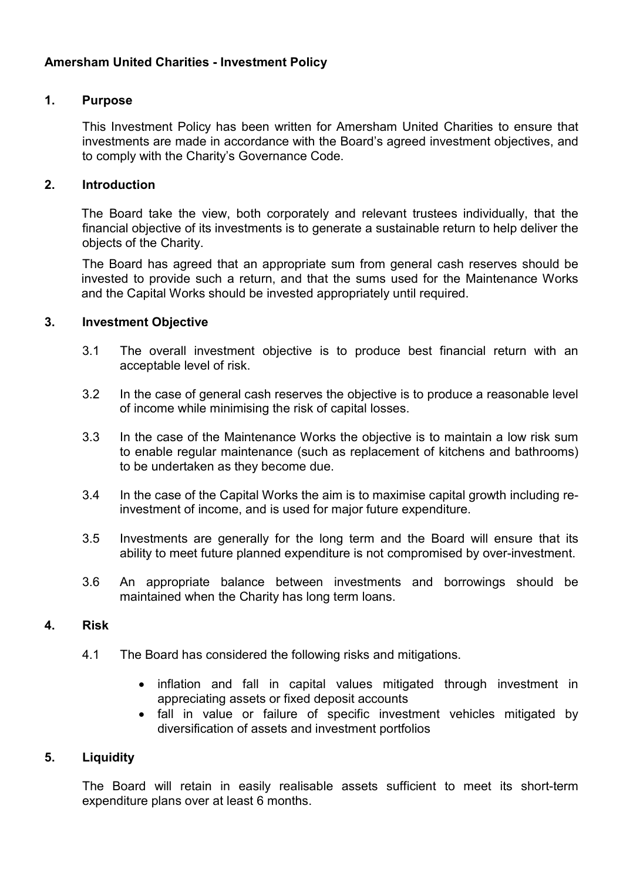# Amersham United Charities - Investment Policy

## 1. Purpose

This Investment Policy has been written for Amersham United Charities to ensure that investments are made in accordance with the Board's agreed investment objectives, and to comply with the Charity's Governance Code.

## 2. Introduction

The Board take the view, both corporately and relevant trustees individually, that the financial objective of its investments is to generate a sustainable return to help deliver the objects of the Charity.

The Board has agreed that an appropriate sum from general cash reserves should be invested to provide such a return, and that the sums used for the Maintenance Works and the Capital Works should be invested appropriately until required.

## 3. Investment Objective

3.1 The overall investment objective is to produce best financial return with an acceptable level of risk.

3.2 In the case of general cash reserves the objective is to produce a reasonable level of income while minimising the risk of capital losses.

3.3 In the case of the Maintenance Works the objective is to maintain a low risk sum to enable regular maintenance (such as replacement of kitchens and bathrooms) to be undertaken as they become due.

3.4 In the case of the Capital Works the aim is to maximise capital growth including re-investment of income, and is used for major future expenditure.

3.5 Investments are generally for the long term and the Board will ensure that its ability to meet future planned expenditure is not compromised by over-investment.

3.6 An appropriate balance between investments and borrowings should be maintained when the Charity has long term loans.

## 4. Risk

4.1 The Board has considered the following risks and mitigations.

- inflation and fall in capital values mitigated through investment in appreciating assets or fixed deposit accounts
- fall in value or failure of specific investment vehicles mitigated by diversification of assets and investment portfolios

## 5. Liquidity

The Board will retain in easily realisable assets sufficient to meet its short-term expenditure plans over at least 6 months.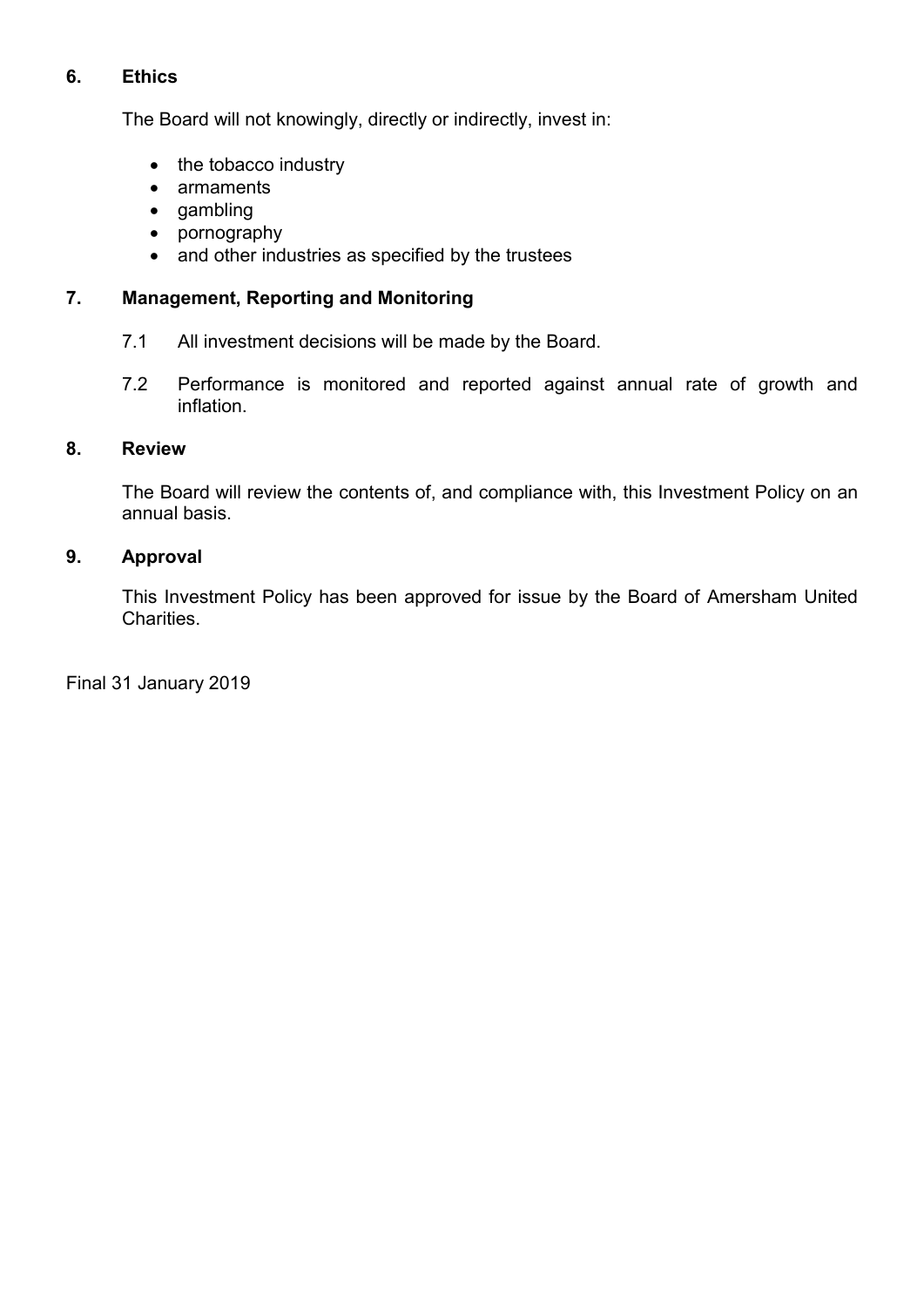## 6. Ethics

The Board will not knowingly, directly or indirectly, invest in:

- the tobacco industry
- armaments
- gambling
- pornography
- and other industries as specified by the trustees

## 7. Management, Reporting and Monitoring

7.1 All investment decisions will be made by the Board.

7.2 Performance is monitored and reported against annual rate of growth and inflation.

## 8. Review

The Board will review the contents of, and compliance with, this Investment Policy on an annual basis.

## 9. Approval

This Investment Policy has been approved for issue by the Board of Amersham United Charities.

Final 31 January 2019